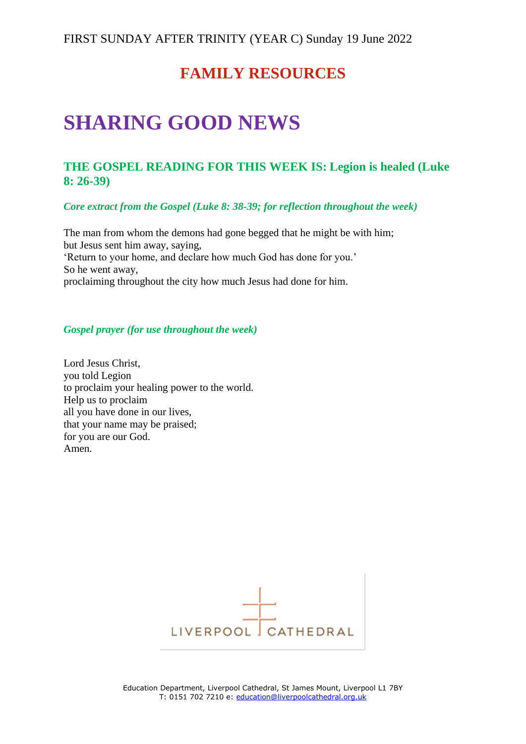FIRST SUNDAY AFTER TRINITY (YEAR C) Sunday 19 June 2022

## FAMILY RESOURCES

# SHARING GOOD NEWS

### THE GOSPEL READING FOR THIS WEEK IS: Legion is healed (Luke 8: 26-39)

***Core extract from the Gospel (Luke 8: 38-39; for reflection throughout the week)***

The man from whom the demons had gone begged that he might be with him;
but Jesus sent him away, saying,
'Return to your home, and declare how much God has done for you.'
So he went away,
proclaiming throughout the city how much Jesus had done for him.

***Gospel prayer (for use throughout the week)***

Lord Jesus Christ,
you told Legion
to proclaim your healing power to the world.
Help us to proclaim
all you have done in our lives,
that your name may be praised;
for you are our God.
Amen.

LIVERPOOL CATHEDRAL

Education Department, Liverpool Cathedral, St James Mount, Liverpool L1 7BY
T: 0151 702 7210 e: education@liverpoolcathedral.org.uk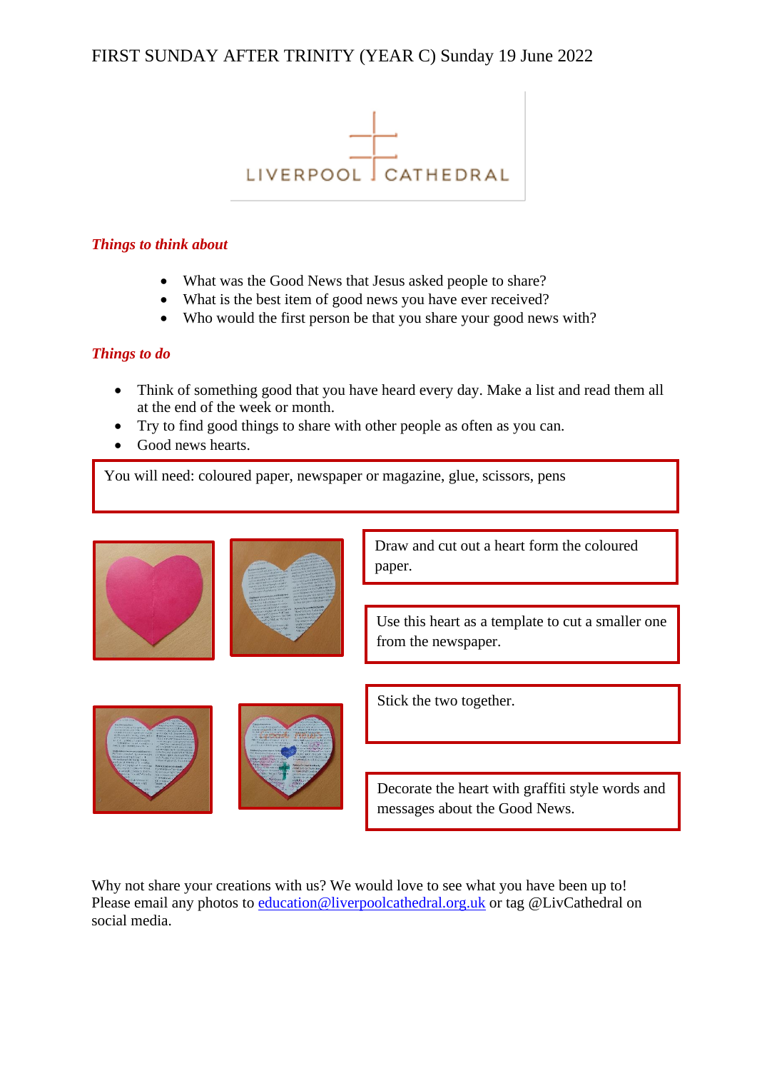FIRST SUNDAY AFTER TRINITY (YEAR C) Sunday 19 June 2022

LIVERPOOL CATHEDRAL

***Things to think about***

- What was the Good News that Jesus asked people to share?
- What is the best item of good news you have ever received?
- Who would the first person be that you share your good news with?

***Things to do***

- Think of something good that you have heard every day. Make a list and read them all at the end of the week or month.
- Try to find good things to share with other people as often as you can.
- Good news hearts.

You will need: coloured paper, newspaper or magazine, glue, scissors, pens

Draw and cut out a heart form the coloured paper.

Use this heart as a template to cut a smaller one from the newspaper.

Stick the two together.

Decorate the heart with graffiti style words and messages about the Good News.

Why not share your creations with us? We would love to see what you have been up to! Please email any photos to [education@liverpoolcathedral.org.uk](mailto:education@liverpoolcathedral.org.uk) or tag @LivCathedral on social media.